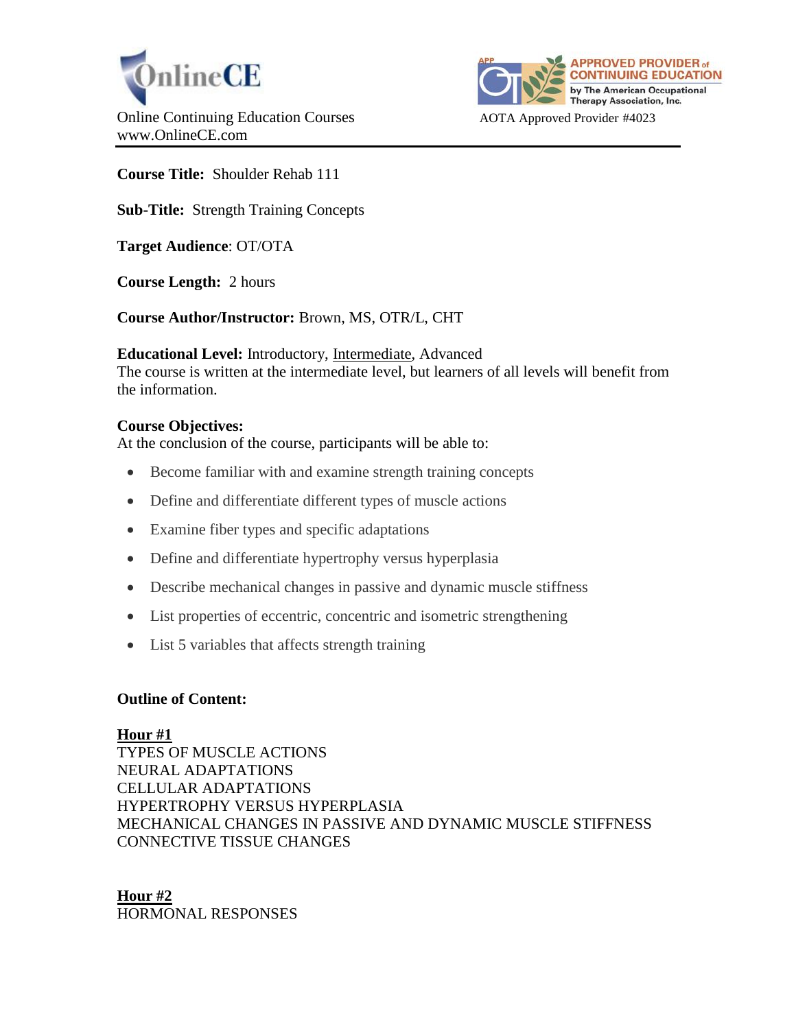OnlineCE

Online Continuing Education Courses
www.OnlineCE.com

APPROVED PROVIDER of CONTINUING EDUCATION by The American Occupational Therapy Association, Inc.

AOTA Approved Provider #4023

---

**Course Title:** Shoulder Rehab 111

**Sub-Title:** Strength Training Concepts

**Target Audience**: OT/OTA

**Course Length:** 2 hours

**Course Author/Instructor:** Brown, MS, OTR/L, CHT

**Educational Level:** Introductory, Intermediate, Advanced
The course is written at the intermediate level, but learners of all levels will benefit from the information.

**Course Objectives:**
At the conclusion of the course, participants will be able to:

- Become familiar with and examine strength training concepts
- Define and differentiate different types of muscle actions
- Examine fiber types and specific adaptations
- Define and differentiate hypertrophy versus hyperplasia
- Describe mechanical changes in passive and dynamic muscle stiffness
- List properties of eccentric, concentric and isometric strengthening
- List 5 variables that affects strength training

**Outline of Content:**

**Hour #1**
TYPES OF MUSCLE ACTIONS
NEURAL ADAPTATIONS
CELLULAR ADAPTATIONS
HYPERTROPHY VERSUS HYPERPLASIA
MECHANICAL CHANGES IN PASSIVE AND DYNAMIC MUSCLE STIFFNESS
CONNECTIVE TISSUE CHANGES

**Hour #2**
HORMONAL RESPONSES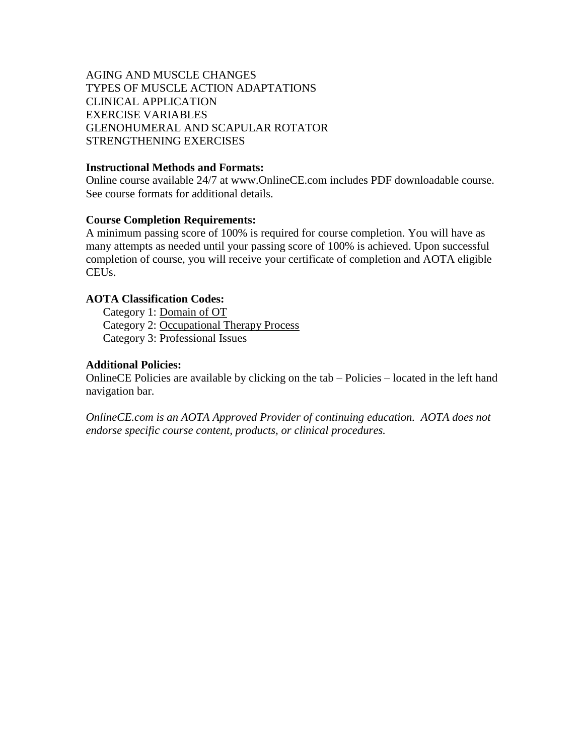AGING AND MUSCLE CHANGES
TYPES OF MUSCLE ACTION ADAPTATIONS
CLINICAL APPLICATION
EXERCISE VARIABLES
GLENOHUMERAL AND SCAPULAR ROTATOR
STRENGTHENING EXERCISES

**Instructional Methods and Formats:**
Online course available 24/7 at www.OnlineCE.com includes PDF downloadable course. See course formats for additional details.

**Course Completion Requirements:**
A minimum passing score of 100% is required for course completion. You will have as many attempts as needed until your passing score of 100% is achieved. Upon successful completion of course, you will receive your certificate of completion and AOTA eligible CEUs.

**AOTA Classification Codes:**
Category 1: Domain of OT
Category 2: Occupational Therapy Process
Category 3: Professional Issues

**Additional Policies:**
OnlineCE Policies are available by clicking on the tab – Policies – located in the left hand navigation bar.

*OnlineCE.com is an AOTA Approved Provider of continuing education. AOTA does not endorse specific course content, products, or clinical procedures.*